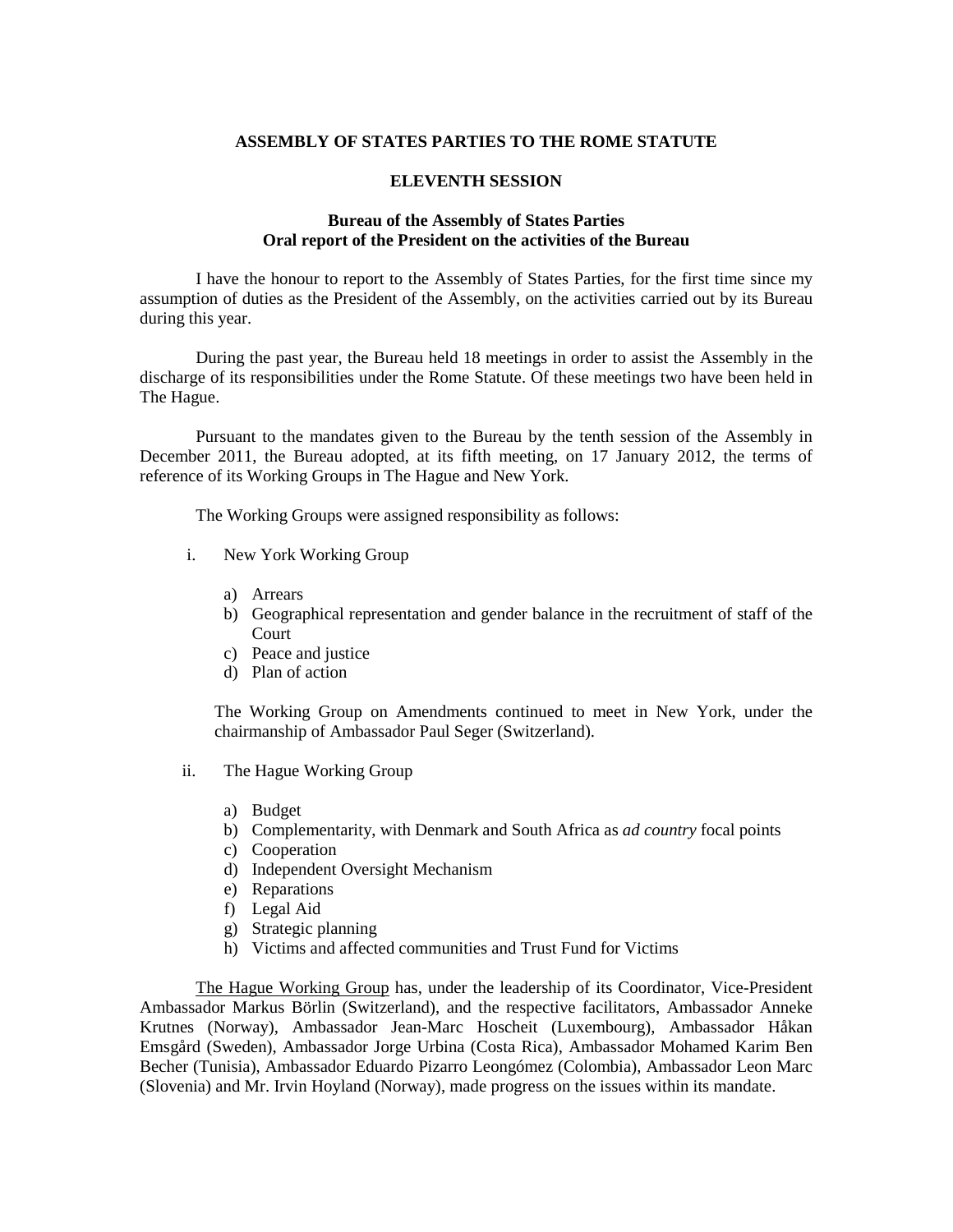**ASSEMBLY OF STATES PARTIES TO THE ROME STATUTE**

**ELEVENTH SESSION**

**Bureau of the Assembly of States Parties**
**Oral report of the President on the activities of the Bureau**

I have the honour to report to the Assembly of States Parties, for the first time since my assumption of duties as the President of the Assembly, on the activities carried out by its Bureau during this year.

During the past year, the Bureau held 18 meetings in order to assist the Assembly in the discharge of its responsibilities under the Rome Statute. Of these meetings two have been held in The Hague.

Pursuant to the mandates given to the Bureau by the tenth session of the Assembly in December 2011, the Bureau adopted, at its fifth meeting, on 17 January 2012, the terms of reference of its Working Groups in The Hague and New York.

The Working Groups were assigned responsibility as follows:

i. New York Working Group

   a) Arrears
   b) Geographical representation and gender balance in the recruitment of staff of the Court
   c) Peace and justice
   d) Plan of action

   The Working Group on Amendments continued to meet in New York, under the chairmanship of Ambassador Paul Seger (Switzerland).

ii. The Hague Working Group

   a) Budget
   b) Complementarity, with Denmark and South Africa as *ad country* focal points
   c) Cooperation
   d) Independent Oversight Mechanism
   e) Reparations
   f) Legal Aid
   g) Strategic planning
   h) Victims and affected communities and Trust Fund for Victims

<u>The Hague Working Group</u> has, under the leadership of its Coordinator, Vice-President Ambassador Markus Börlin (Switzerland), and the respective facilitators, Ambassador Anneke Krutnes (Norway), Ambassador Jean-Marc Hoscheit (Luxembourg), Ambassador Håkan Emsgård (Sweden), Ambassador Jorge Urbina (Costa Rica), Ambassador Mohamed Karim Ben Becher (Tunisia), Ambassador Eduardo Pizarro Leongómez (Colombia), Ambassador Leon Marc (Slovenia) and Mr. Irvin Hoyland (Norway), made progress on the issues within its mandate.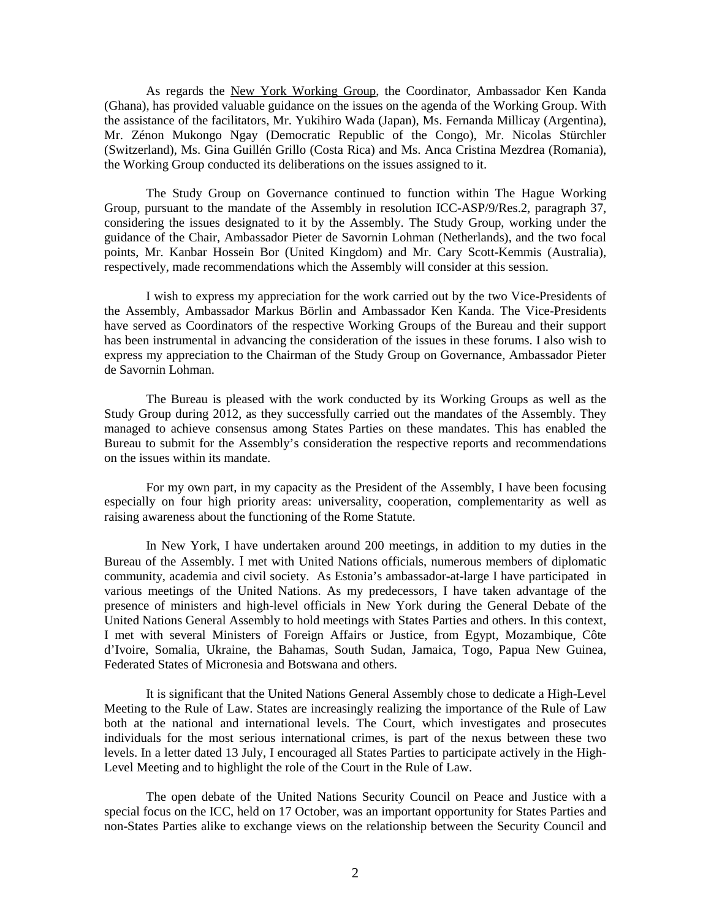As regards the New York Working Group, the Coordinator, Ambassador Ken Kanda (Ghana), has provided valuable guidance on the issues on the agenda of the Working Group. With the assistance of the facilitators, Mr. Yukihiro Wada (Japan), Ms. Fernanda Millicay (Argentina), Mr. Zénon Mukongo Ngay (Democratic Republic of the Congo), Mr. Nicolas Stürchler (Switzerland), Ms. Gina Guillén Grillo (Costa Rica) and Ms. Anca Cristina Mezdrea (Romania), the Working Group conducted its deliberations on the issues assigned to it.

The Study Group on Governance continued to function within The Hague Working Group, pursuant to the mandate of the Assembly in resolution ICC-ASP/9/Res.2, paragraph 37, considering the issues designated to it by the Assembly. The Study Group, working under the guidance of the Chair, Ambassador Pieter de Savornin Lohman (Netherlands), and the two focal points, Mr. Kanbar Hossein Bor (United Kingdom) and Mr. Cary Scott-Kemmis (Australia), respectively, made recommendations which the Assembly will consider at this session.

I wish to express my appreciation for the work carried out by the two Vice-Presidents of the Assembly, Ambassador Markus Börlin and Ambassador Ken Kanda. The Vice-Presidents have served as Coordinators of the respective Working Groups of the Bureau and their support has been instrumental in advancing the consideration of the issues in these forums. I also wish to express my appreciation to the Chairman of the Study Group on Governance, Ambassador Pieter de Savornin Lohman.

The Bureau is pleased with the work conducted by its Working Groups as well as the Study Group during 2012, as they successfully carried out the mandates of the Assembly. They managed to achieve consensus among States Parties on these mandates. This has enabled the Bureau to submit for the Assembly's consideration the respective reports and recommendations on the issues within its mandate.

For my own part, in my capacity as the President of the Assembly, I have been focusing especially on four high priority areas: universality, cooperation, complementarity as well as raising awareness about the functioning of the Rome Statute.

In New York, I have undertaken around 200 meetings, in addition to my duties in the Bureau of the Assembly. I met with United Nations officials, numerous members of diplomatic community, academia and civil society. As Estonia's ambassador-at-large I have participated in various meetings of the United Nations. As my predecessors, I have taken advantage of the presence of ministers and high-level officials in New York during the General Debate of the United Nations General Assembly to hold meetings with States Parties and others. In this context, I met with several Ministers of Foreign Affairs or Justice, from Egypt, Mozambique, Côte d'Ivoire, Somalia, Ukraine, the Bahamas, South Sudan, Jamaica, Togo, Papua New Guinea, Federated States of Micronesia and Botswana and others.

It is significant that the United Nations General Assembly chose to dedicate a High-Level Meeting to the Rule of Law. States are increasingly realizing the importance of the Rule of Law both at the national and international levels. The Court, which investigates and prosecutes individuals for the most serious international crimes, is part of the nexus between these two levels. In a letter dated 13 July, I encouraged all States Parties to participate actively in the High-Level Meeting and to highlight the role of the Court in the Rule of Law.

The open debate of the United Nations Security Council on Peace and Justice with a special focus on the ICC, held on 17 October, was an important opportunity for States Parties and non-States Parties alike to exchange views on the relationship between the Security Council and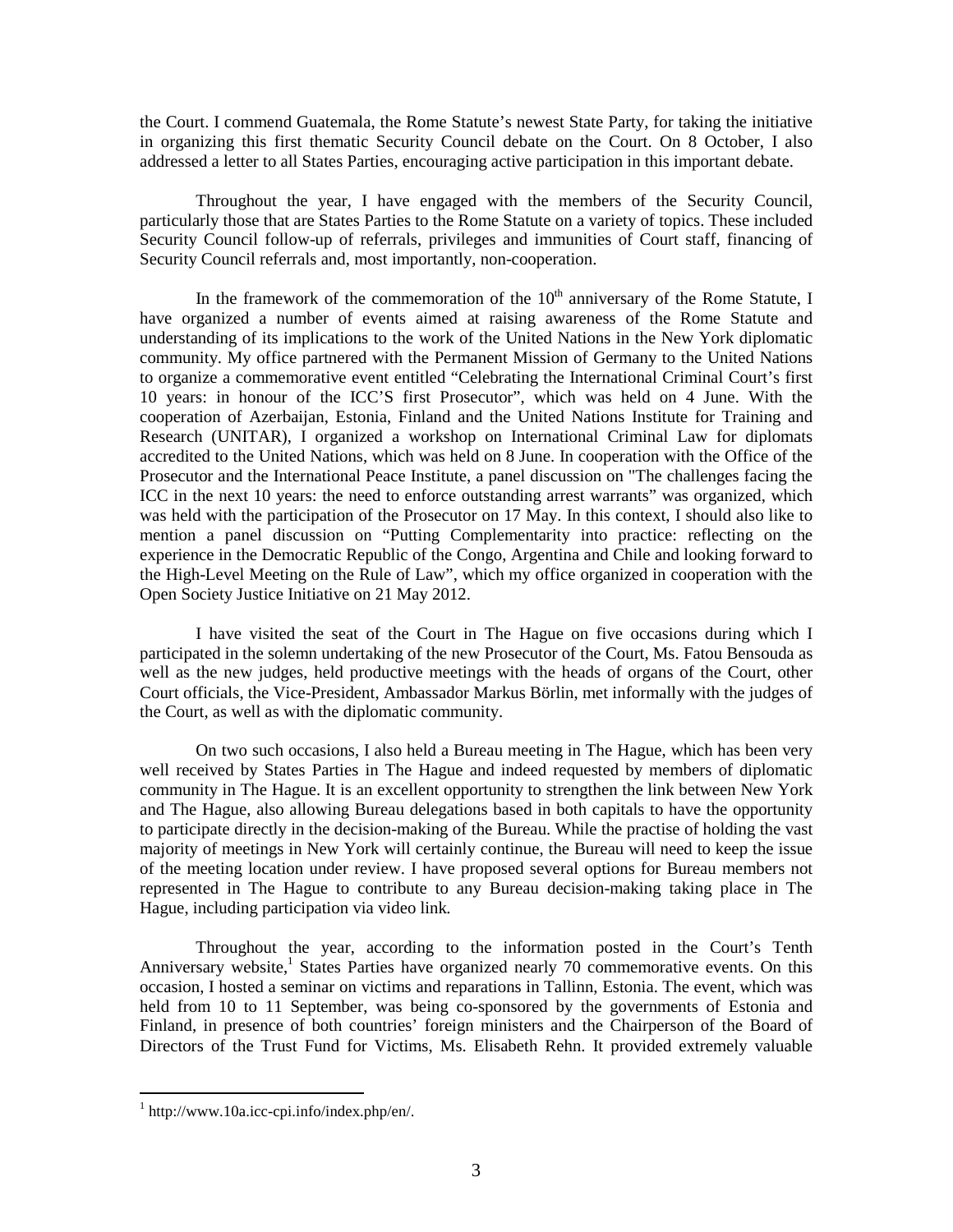the Court. I commend Guatemala, the Rome Statute's newest State Party, for taking the initiative in organizing this first thematic Security Council debate on the Court. On 8 October, I also addressed a letter to all States Parties, encouraging active participation in this important debate.

Throughout the year, I have engaged with the members of the Security Council, particularly those that are States Parties to the Rome Statute on a variety of topics. These included Security Council follow-up of referrals, privileges and immunities of Court staff, financing of Security Council referrals and, most importantly, non-cooperation.

In the framework of the commemoration of the 10th anniversary of the Rome Statute, I have organized a number of events aimed at raising awareness of the Rome Statute and understanding of its implications to the work of the United Nations in the New York diplomatic community. My office partnered with the Permanent Mission of Germany to the United Nations to organize a commemorative event entitled "Celebrating the International Criminal Court's first 10 years: in honour of the ICC'S first Prosecutor", which was held on 4 June. With the cooperation of Azerbaijan, Estonia, Finland and the United Nations Institute for Training and Research (UNITAR), I organized a workshop on International Criminal Law for diplomats accredited to the United Nations, which was held on 8 June. In cooperation with the Office of the Prosecutor and the International Peace Institute, a panel discussion on "The challenges facing the ICC in the next 10 years: the need to enforce outstanding arrest warrants" was organized, which was held with the participation of the Prosecutor on 17 May. In this context, I should also like to mention a panel discussion on "Putting Complementarity into practice: reflecting on the experience in the Democratic Republic of the Congo, Argentina and Chile and looking forward to the High-Level Meeting on the Rule of Law", which my office organized in cooperation with the Open Society Justice Initiative on 21 May 2012.

I have visited the seat of the Court in The Hague on five occasions during which I participated in the solemn undertaking of the new Prosecutor of the Court, Ms. Fatou Bensouda as well as the new judges, held productive meetings with the heads of organs of the Court, other Court officials, the Vice-President, Ambassador Markus Börlin, met informally with the judges of the Court, as well as with the diplomatic community.

On two such occasions, I also held a Bureau meeting in The Hague, which has been very well received by States Parties in The Hague and indeed requested by members of diplomatic community in The Hague. It is an excellent opportunity to strengthen the link between New York and The Hague, also allowing Bureau delegations based in both capitals to have the opportunity to participate directly in the decision-making of the Bureau. While the practise of holding the vast majority of meetings in New York will certainly continue, the Bureau will need to keep the issue of the meeting location under review. I have proposed several options for Bureau members not represented in The Hague to contribute to any Bureau decision-making taking place in The Hague, including participation via video link.

Throughout the year, according to the information posted in the Court's Tenth Anniversary website,[1] States Parties have organized nearly 70 commemorative events. On this occasion, I hosted a seminar on victims and reparations in Tallinn, Estonia. The event, which was held from 10 to 11 September, was being co-sponsored by the governments of Estonia and Finland, in presence of both countries' foreign ministers and the Chairperson of the Board of Directors of the Trust Fund for Victims, Ms. Elisabeth Rehn. It provided extremely valuable

[1] http://www.10a.icc-cpi.info/index.php/en/.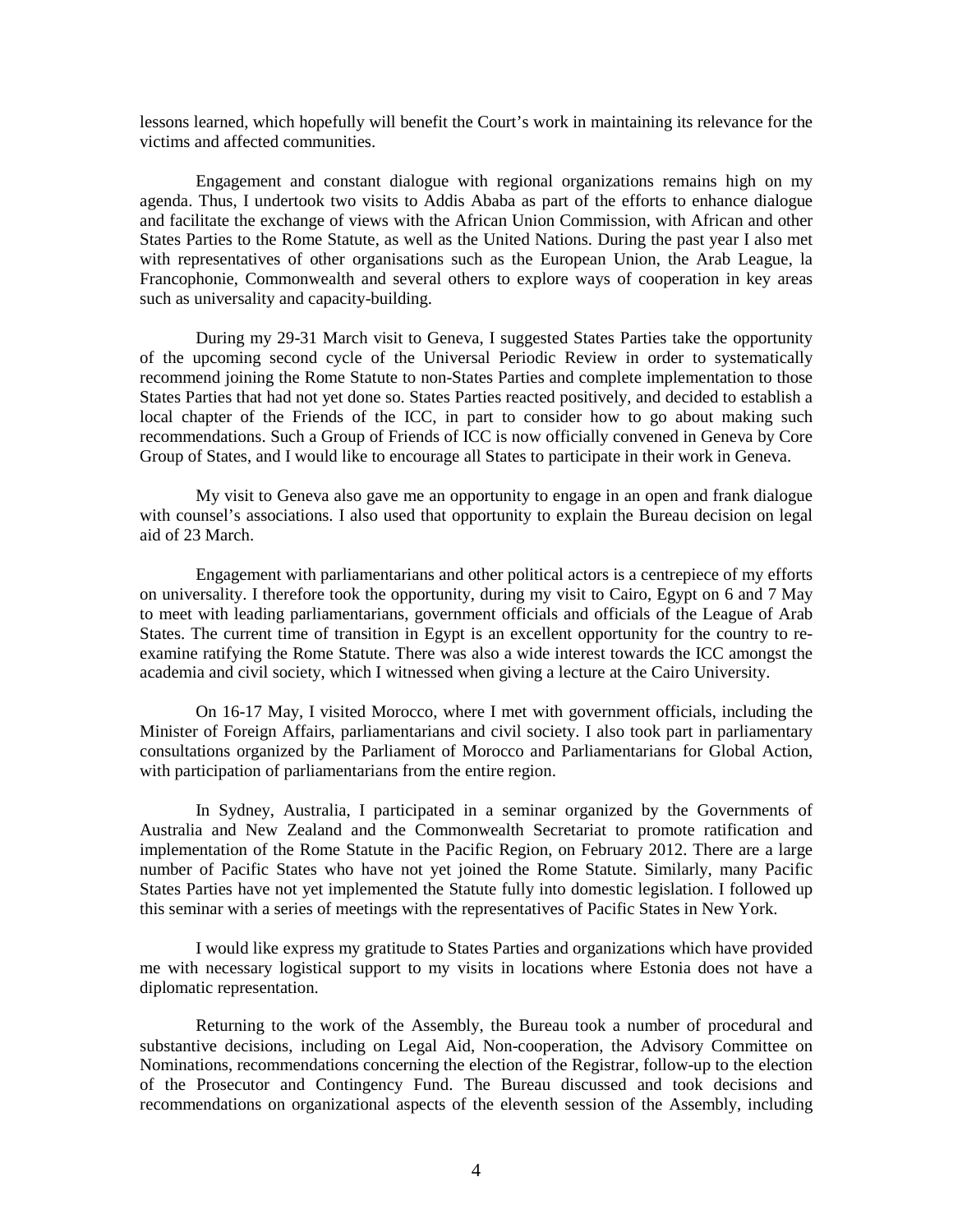lessons learned, which hopefully will benefit the Court's work in maintaining its relevance for the victims and affected communities.

Engagement and constant dialogue with regional organizations remains high on my agenda. Thus, I undertook two visits to Addis Ababa as part of the efforts to enhance dialogue and facilitate the exchange of views with the African Union Commission, with African and other States Parties to the Rome Statute, as well as the United Nations. During the past year I also met with representatives of other organisations such as the European Union, the Arab League, la Francophonie, Commonwealth and several others to explore ways of cooperation in key areas such as universality and capacity-building.

During my 29-31 March visit to Geneva, I suggested States Parties take the opportunity of the upcoming second cycle of the Universal Periodic Review in order to systematically recommend joining the Rome Statute to non-States Parties and complete implementation to those States Parties that had not yet done so. States Parties reacted positively, and decided to establish a local chapter of the Friends of the ICC, in part to consider how to go about making such recommendations. Such a Group of Friends of ICC is now officially convened in Geneva by Core Group of States, and I would like to encourage all States to participate in their work in Geneva.

My visit to Geneva also gave me an opportunity to engage in an open and frank dialogue with counsel's associations. I also used that opportunity to explain the Bureau decision on legal aid of 23 March.

Engagement with parliamentarians and other political actors is a centrepiece of my efforts on universality. I therefore took the opportunity, during my visit to Cairo, Egypt on 6 and 7 May to meet with leading parliamentarians, government officials and officials of the League of Arab States. The current time of transition in Egypt is an excellent opportunity for the country to re-examine ratifying the Rome Statute. There was also a wide interest towards the ICC amongst the academia and civil society, which I witnessed when giving a lecture at the Cairo University.

On 16-17 May, I visited Morocco, where I met with government officials, including the Minister of Foreign Affairs, parliamentarians and civil society. I also took part in parliamentary consultations organized by the Parliament of Morocco and Parliamentarians for Global Action, with participation of parliamentarians from the entire region.

In Sydney, Australia, I participated in a seminar organized by the Governments of Australia and New Zealand and the Commonwealth Secretariat to promote ratification and implementation of the Rome Statute in the Pacific Region, on February 2012. There are a large number of Pacific States who have not yet joined the Rome Statute. Similarly, many Pacific States Parties have not yet implemented the Statute fully into domestic legislation. I followed up this seminar with a series of meetings with the representatives of Pacific States in New York.

I would like express my gratitude to States Parties and organizations which have provided me with necessary logistical support to my visits in locations where Estonia does not have a diplomatic representation.

Returning to the work of the Assembly, the Bureau took a number of procedural and substantive decisions, including on Legal Aid, Non-cooperation, the Advisory Committee on Nominations, recommendations concerning the election of the Registrar, follow-up to the election of the Prosecutor and Contingency Fund. The Bureau discussed and took decisions and recommendations on organizational aspects of the eleventh session of the Assembly, including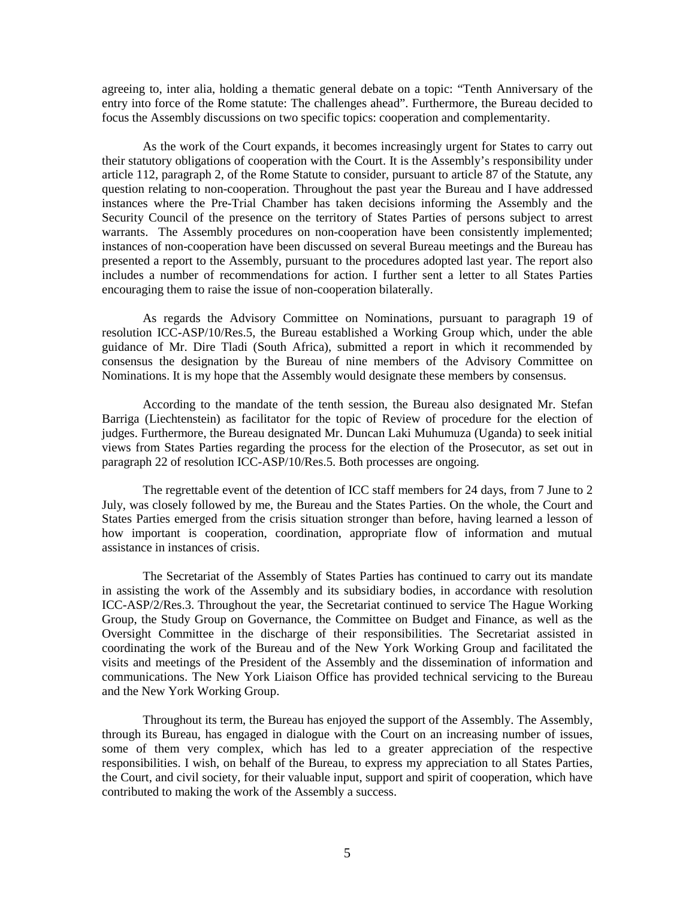agreeing to, inter alia, holding a thematic general debate on a topic: "Tenth Anniversary of the entry into force of the Rome statute: The challenges ahead". Furthermore, the Bureau decided to focus the Assembly discussions on two specific topics: cooperation and complementarity.

As the work of the Court expands, it becomes increasingly urgent for States to carry out their statutory obligations of cooperation with the Court. It is the Assembly's responsibility under article 112, paragraph 2, of the Rome Statute to consider, pursuant to article 87 of the Statute, any question relating to non-cooperation. Throughout the past year the Bureau and I have addressed instances where the Pre-Trial Chamber has taken decisions informing the Assembly and the Security Council of the presence on the territory of States Parties of persons subject to arrest warrants. The Assembly procedures on non-cooperation have been consistently implemented; instances of non-cooperation have been discussed on several Bureau meetings and the Bureau has presented a report to the Assembly, pursuant to the procedures adopted last year. The report also includes a number of recommendations for action. I further sent a letter to all States Parties encouraging them to raise the issue of non-cooperation bilaterally.

As regards the Advisory Committee on Nominations, pursuant to paragraph 19 of resolution ICC-ASP/10/Res.5, the Bureau established a Working Group which, under the able guidance of Mr. Dire Tladi (South Africa), submitted a report in which it recommended by consensus the designation by the Bureau of nine members of the Advisory Committee on Nominations. It is my hope that the Assembly would designate these members by consensus.

According to the mandate of the tenth session, the Bureau also designated Mr. Stefan Barriga (Liechtenstein) as facilitator for the topic of Review of procedure for the election of judges. Furthermore, the Bureau designated Mr. Duncan Laki Muhumuza (Uganda) to seek initial views from States Parties regarding the process for the election of the Prosecutor, as set out in paragraph 22 of resolution ICC-ASP/10/Res.5. Both processes are ongoing.

The regrettable event of the detention of ICC staff members for 24 days, from 7 June to 2 July, was closely followed by me, the Bureau and the States Parties. On the whole, the Court and States Parties emerged from the crisis situation stronger than before, having learned a lesson of how important is cooperation, coordination, appropriate flow of information and mutual assistance in instances of crisis.

The Secretariat of the Assembly of States Parties has continued to carry out its mandate in assisting the work of the Assembly and its subsidiary bodies, in accordance with resolution ICC-ASP/2/Res.3. Throughout the year, the Secretariat continued to service The Hague Working Group, the Study Group on Governance, the Committee on Budget and Finance, as well as the Oversight Committee in the discharge of their responsibilities. The Secretariat assisted in coordinating the work of the Bureau and of the New York Working Group and facilitated the visits and meetings of the President of the Assembly and the dissemination of information and communications. The New York Liaison Office has provided technical servicing to the Bureau and the New York Working Group.

Throughout its term, the Bureau has enjoyed the support of the Assembly. The Assembly, through its Bureau, has engaged in dialogue with the Court on an increasing number of issues, some of them very complex, which has led to a greater appreciation of the respective responsibilities. I wish, on behalf of the Bureau, to express my appreciation to all States Parties, the Court, and civil society, for their valuable input, support and spirit of cooperation, which have contributed to making the work of the Assembly a success.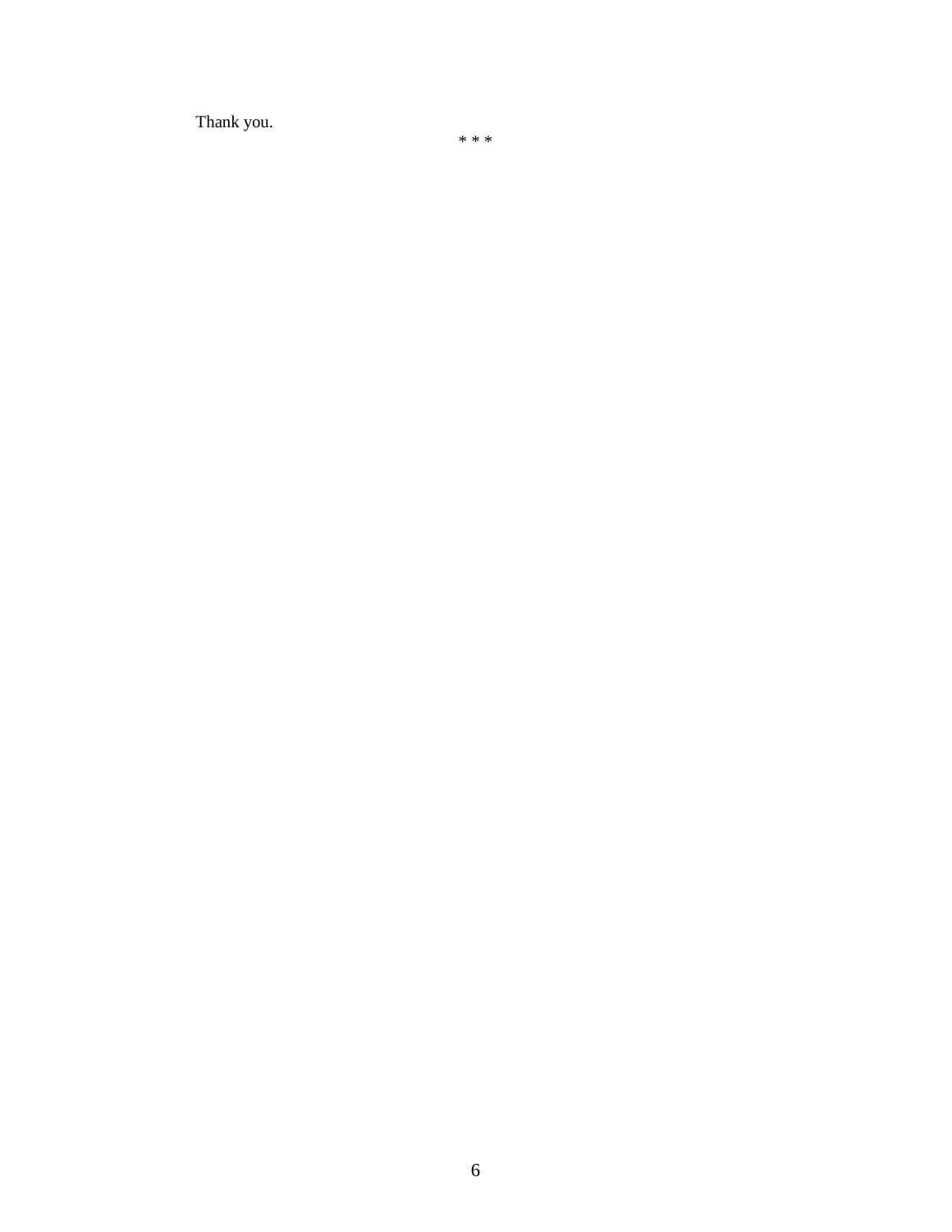Thank you.

* * *